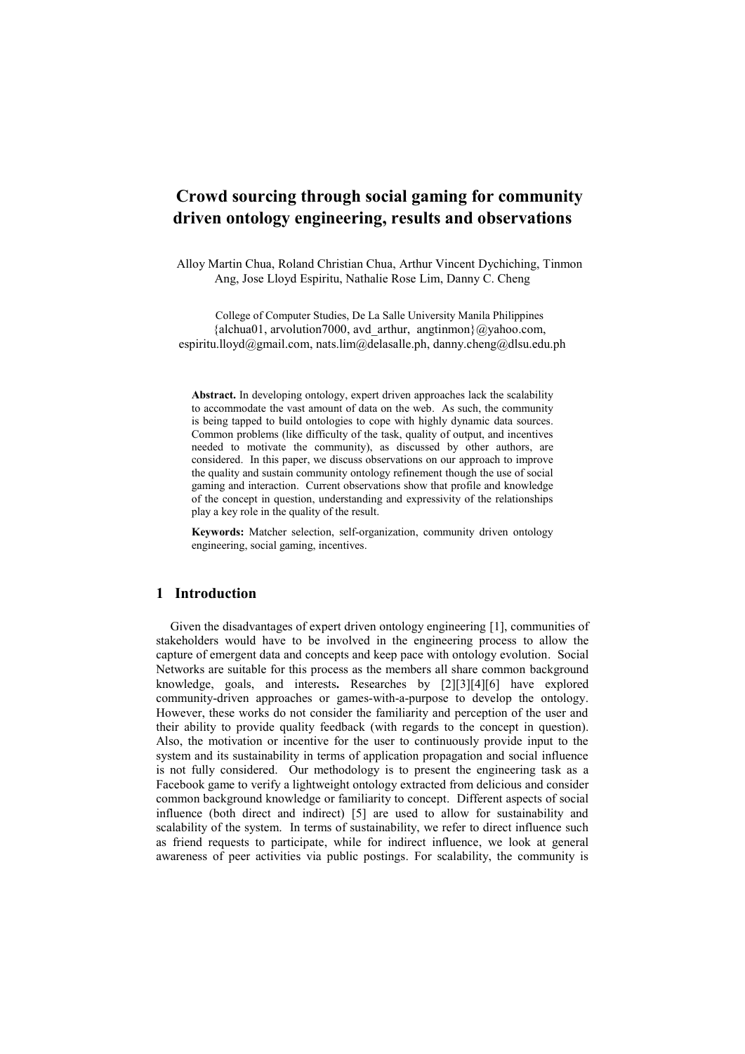# Crowd sourcing through social gaming for community driven ontology engineering, results and observations

Alloy Martin Chua, Roland Christian Chua, Arthur Vincent Dychiching, Tinmon Ang, Jose Lloyd Espiritu, Nathalie Rose Lim, Danny C. Cheng

College of Computer Studies, De La Salle University Manila Philippines
{alchua01, arvolution7000, avd_arthur, angtinmon}@yahoo.com, espiritu.lloyd@gmail.com, nats.lim@delasalle.ph, danny.cheng@dlsu.edu.ph

**Abstract.** In developing ontology, expert driven approaches lack the scalability to accommodate the vast amount of data on the web. As such, the community is being tapped to build ontologies to cope with highly dynamic data sources. Common problems (like difficulty of the task, quality of output, and incentives needed to motivate the community), as discussed by other authors, are considered. In this paper, we discuss observations on our approach to improve the quality and sustain community ontology refinement though the use of social gaming and interaction. Current observations show that profile and knowledge of the concept in question, understanding and expressivity of the relationships play a key role in the quality of the result.

**Keywords:** Matcher selection, self-organization, community driven ontology engineering, social gaming, incentives.

## 1 Introduction

Given the disadvantages of expert driven ontology engineering [1], communities of stakeholders would have to be involved in the engineering process to allow the capture of emergent data and concepts and keep pace with ontology evolution. Social Networks are suitable for this process as the members all share common background knowledge, goals, and interests**.** Researches by [2][3][4][6] have explored community-driven approaches or games-with-a-purpose to develop the ontology. However, these works do not consider the familiarity and perception of the user and their ability to provide quality feedback (with regards to the concept in question). Also, the motivation or incentive for the user to continuously provide input to the system and its sustainability in terms of application propagation and social influence is not fully considered. Our methodology is to present the engineering task as a Facebook game to verify a lightweight ontology extracted from delicious and consider common background knowledge or familiarity to concept. Different aspects of social influence (both direct and indirect) [5] are used to allow for sustainability and scalability of the system. In terms of sustainability, we refer to direct influence such as friend requests to participate, while for indirect influence, we look at general awareness of peer activities via public postings. For scalability, the community is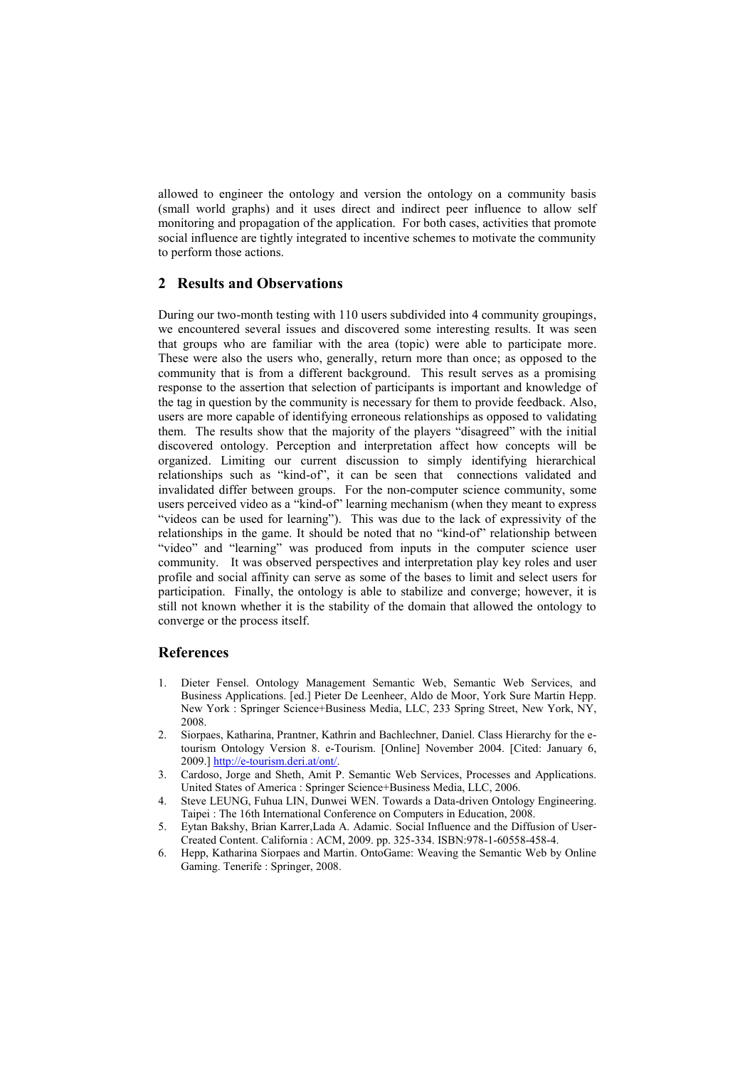allowed to engineer the ontology and version the ontology on a community basis (small world graphs) and it uses direct and indirect peer influence to allow self monitoring and propagation of the application. For both cases, activities that promote social influence are tightly integrated to incentive schemes to motivate the community to perform those actions.

## 2 Results and Observations

During our two-month testing with 110 users subdivided into 4 community groupings, we encountered several issues and discovered some interesting results. It was seen that groups who are familiar with the area (topic) were able to participate more. These were also the users who, generally, return more than once; as opposed to the community that is from a different background. This result serves as a promising response to the assertion that selection of participants is important and knowledge of the tag in question by the community is necessary for them to provide feedback. Also, users are more capable of identifying erroneous relationships as opposed to validating them. The results show that the majority of the players "disagreed" with the initial discovered ontology. Perception and interpretation affect how concepts will be organized. Limiting our current discussion to simply identifying hierarchical relationships such as "kind-of", it can be seen that connections validated and invalidated differ between groups. For the non-computer science community, some users perceived video as a "kind-of" learning mechanism (when they meant to express "videos can be used for learning"). This was due to the lack of expressivity of the relationships in the game. It should be noted that no "kind-of" relationship between "video" and "learning" was produced from inputs in the computer science user community. It was observed perspectives and interpretation play key roles and user profile and social affinity can serve as some of the bases to limit and select users for participation. Finally, the ontology is able to stabilize and converge; however, it is still not known whether it is the stability of the domain that allowed the ontology to converge or the process itself.

## References

1. Dieter Fensel. Ontology Management Semantic Web, Semantic Web Services, and Business Applications. [ed.] Pieter De Leenheer, Aldo de Moor, York Sure Martin Hepp. New York : Springer Science+Business Media, LLC, 233 Spring Street, New York, NY, 2008.
2. Siorpaes, Katharina, Prantner, Kathrin and Bachlechner, Daniel. Class Hierarchy for the e-tourism Ontology Version 8. e-Tourism. [Online] November 2004. [Cited: January 6, 2009.] http://e-tourism.deri.at/ont/.
3. Cardoso, Jorge and Sheth, Amit P. Semantic Web Services, Processes and Applications. United States of America : Springer Science+Business Media, LLC, 2006.
4. Steve LEUNG, Fuhua LIN, Dunwei WEN. Towards a Data-driven Ontology Engineering. Taipei : The 16th International Conference on Computers in Education, 2008.
5. Eytan Bakshy, Brian Karrer,Lada A. Adamic. Social Influence and the Diffusion of User-Created Content. California : ACM, 2009. pp. 325-334. ISBN:978-1-60558-458-4.
6. Hepp, Katharina Siorpaes and Martin. OntoGame: Weaving the Semantic Web by Online Gaming. Tenerife : Springer, 2008.